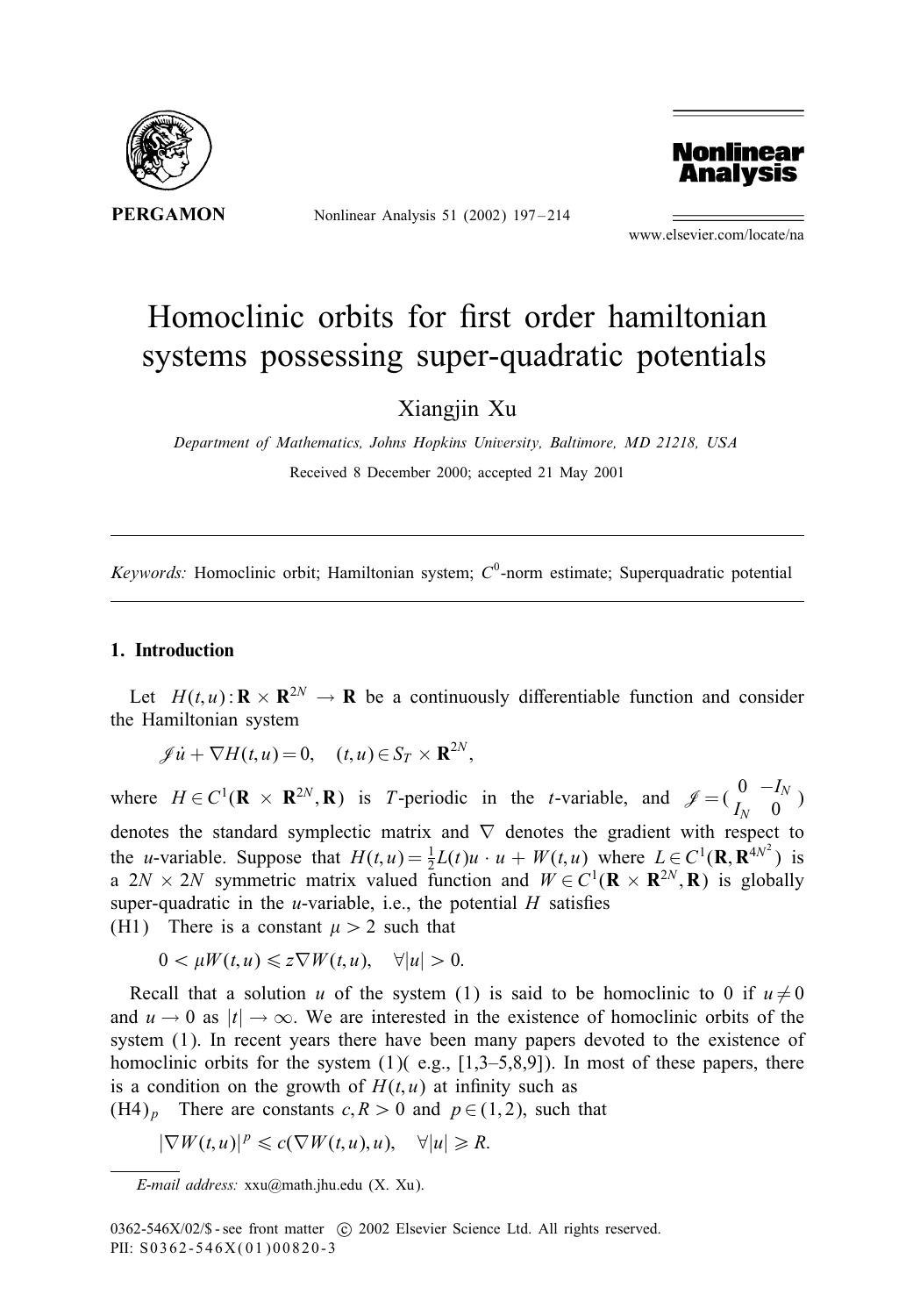# Homoclinic orbits for first order hamiltonian systems possessing super-quadratic potentials

Xiangjin Xu

*Department of Mathematics, Johns Hopkins University, Baltimore, MD 21218, USA*

Received 8 December 2000; accepted 21 May 2001

---

*Keywords:* Homoclinic orbit; Hamiltonian system; $C^0$-norm estimate; Superquadratic potential

---

## 1. Introduction

Let $H(t,u): \mathbf{R} \times \mathbf{R}^{2N} \to \mathbf{R}$ be a continuously differentiable function and consider the Hamiltonian system

$$\mathscr{J}\dot{u} + \nabla H(t,u) = 0, \quad (t,u) \in S_T \times \mathbf{R}^{2N},$$

where $H \in C^1(\mathbf{R} \times \mathbf{R}^{2N}, \mathbf{R})$ is $T$-periodic in the $t$-variable, and $\mathscr{J} = \begin{pmatrix} 0 & -I_N \\ I_N & 0 \end{pmatrix}$ denotes the standard symplectic matrix and $\nabla$ denotes the gradient with respect to the $u$-variable. Suppose that $H(t,u) = \frac{1}{2}L(t)u \cdot u + W(t,u)$ where $L \in C^1(\mathbf{R}, \mathbf{R}^{4N^2})$ is a $2N \times 2N$ symmetric matrix valued function and $W \in C^1(\mathbf{R} \times \mathbf{R}^{2N}, \mathbf{R})$ is globally super-quadratic in the $u$-variable, i.e., the potential $H$ satisfies

(H1) There is a constant $\mu > 2$ such that

$$0 < \mu W(t,u) \leqslant z\nabla W(t,u), \quad \forall |u| > 0.$$

Recall that a solution $u$ of the system (1) is said to be homoclinic to 0 if $u \neq 0$ and $u \to 0$ as $|t| \to \infty$. We are interested in the existence of homoclinic orbits of the system (1). In recent years there have been many papers devoted to the existence of homoclinic orbits for the system (1)( e.g., [1,3–5,8,9]). In most of these papers, there is a condition on the growth of $H(t,u)$ at infinity such as

$(\mathrm{H4})_p$ There are constants $c, R > 0$ and $p \in (1,2)$, such that

$$|\nabla W(t,u)|^p \leqslant c(\nabla W(t,u), u), \quad \forall |u| \geqslant R.$$

---

*E-mail address:* xxu@math.jhu.edu (X. Xu).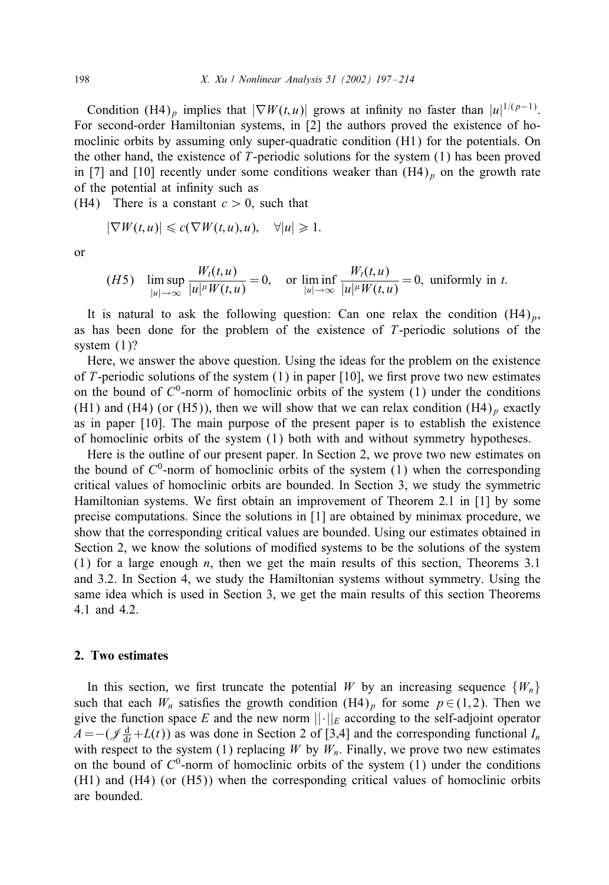Condition $(\mathrm{H4})_p$ implies that $|\nabla W(t,u)|$ grows at infinity no faster than $|u|^{1/(p-1)}$. For second-order Hamiltonian systems, in [2] the authors proved the existence of homoclinic orbits by assuming only super-quadratic condition (H1) for the potentials. On the other hand, the existence of $T$-periodic solutions for the system (1) has been proved in [7] and [10] recently under some conditions weaker than $(\mathrm{H4})_p$ on the growth rate of the potential at infinity such as

(H4) There is a constant $c > 0$, such that

$$|\nabla W(t,u)| \leqslant c(\nabla W(t,u), u), \quad \forall |u| \geqslant 1.$$

or

$$(H5) \quad \limsup_{|u|\to\infty} \frac{W_t(t,u)}{|u|^{\mu} W(t,u)} = 0, \quad \text{or} \ \liminf_{|u|\to\infty} \frac{W_t(t,u)}{|u|^{\mu} W(t,u)} = 0, \ \text{uniformly in } t.$$

It is natural to ask the following question: Can one relax the condition $(\mathrm{H4})_p$, as has been done for the problem of the existence of $T$-periodic solutions of the system (1)?

Here, we answer the above question. Using the ideas for the problem on the existence of $T$-periodic solutions of the system (1) in paper [10], we first prove two new estimates on the bound of $C^0$-norm of homoclinic orbits of the system (1) under the conditions (H1) and (H4) (or (H5)), then we will show that we can relax condition $(\mathrm{H4})_p$ exactly as in paper [10]. The main purpose of the present paper is to establish the existence of homoclinic orbits of the system (1) both with and without symmetry hypotheses.

Here is the outline of our present paper. In Section 2, we prove two new estimates on the bound of $C^0$-norm of homoclinic orbits of the system (1) when the corresponding critical values of homoclinic orbits are bounded. In Section 3, we study the symmetric Hamiltonian systems. We first obtain an improvement of Theorem 2.1 in [1] by some precise computations. Since the solutions in [1] are obtained by minimax procedure, we show that the corresponding critical values are bounded. Using our estimates obtained in Section 2, we know the solutions of modified systems to be the solutions of the system (1) for a large enough $n$, then we get the main results of this section, Theorems 3.1 and 3.2. In Section 4, we study the Hamiltonian systems without symmetry. Using the same idea which is used in Section 3, we get the main results of this section Theorems 4.1 and 4.2.

## 2. Two estimates

In this section, we first truncate the potential $W$ by an increasing sequence $\{W_n\}$ such that each $W_n$ satisfies the growth condition $(\mathrm{H4})_p$ for some $p \in (1,2)$. Then we give the function space $E$ and the new norm $||\cdot||_E$ according to the self-adjoint operator $A = -(\mathscr{J}\frac{\mathrm{d}}{\mathrm{d}t} + L(t))$ as was done in Section 2 of [3,4] and the corresponding functional $I_n$ with respect to the system (1) replacing $W$ by $W_n$. Finally, we prove two new estimates on the bound of $C^0$-norm of homoclinic orbits of the system (1) under the conditions (H1) and (H4) (or (H5)) when the corresponding critical values of homoclinic orbits are bounded.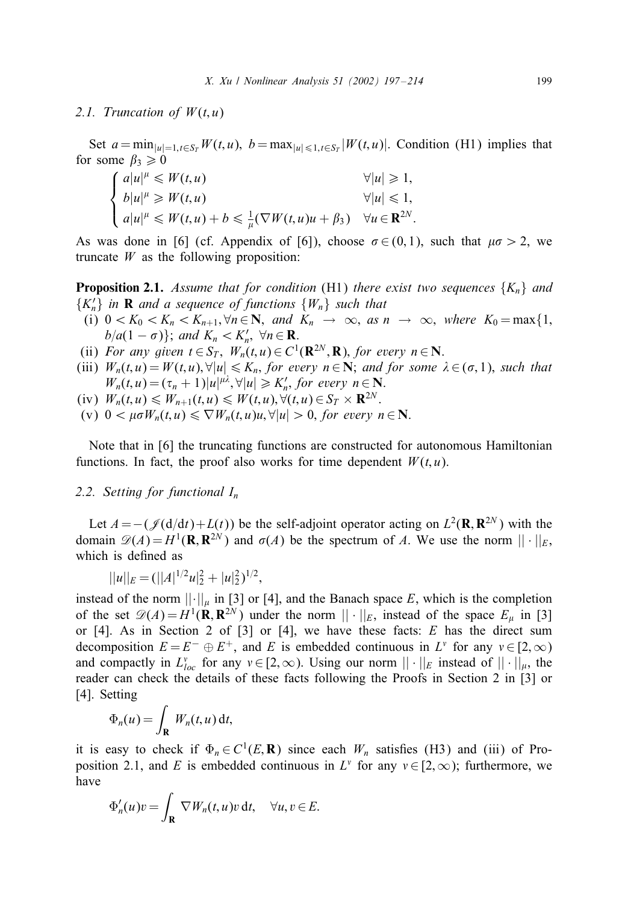### 2.1. Truncation of $W(t,u)$

Set $a=\min_{|u|=1,t\in S_T} W(t,u)$, $b=\max_{|u|\leqslant 1,t\in S_T}|W(t,u)|$. Condition (H1) implies that for some $\beta_3\geqslant 0$

$$
\begin{cases}
a|u|^{\mu}\leqslant W(t,u) & \forall |u|\geqslant 1,\\
b|u|^{\mu}\geqslant W(t,u) & \forall |u|\leqslant 1,\\
a|u|^{\mu}\leqslant W(t,u)+b\leqslant \frac{1}{\mu}(\nabla W(t,u)u+\beta_3) & \forall u\in \mathbf{R}^{2N}.
\end{cases}
$$

As was done in [6] (cf. Appendix of [6]), choose $\sigma\in(0,1)$, such that $\mu\sigma>2$, we truncate $W$ as the following proposition:

**Proposition 2.1.** *Assume that for condition* (H1) *there exist two sequences* $\{K_n\}$ *and* $\{K_n'\}$ *in* $\mathbf{R}$ *and a sequence of functions* $\{W_n\}$ *such that*

(i) $0<K_0<K_n<K_{n+1}, \forall n\in\mathbf{N}$, *and* $K_n\to\infty$, *as* $n\to\infty$, *where* $K_0=\max\{1, b/a(1-\sigma)\}$; *and* $K_n<K_n'$, $\forall n\in\mathbf{R}$.

(ii) *For any given* $t\in S_T$, $W_n(t,u)\in C^1(\mathbf{R}^{2N},\mathbf{R})$, *for every* $n\in\mathbf{N}$.

(iii) $W_n(t,u)=W(t,u), \forall |u|\leqslant K_n$, *for every* $n\in\mathbf{N}$; *and for some* $\lambda\in(\sigma,1)$, *such that* $W_n(t,u)=(\tau_n+1)|u|^{\mu\lambda}, \forall |u|\geqslant K_n'$, *for every* $n\in\mathbf{N}$.

(iv) $W_n(t,u)\leqslant W_{n+1}(t,u)\leqslant W(t,u), \forall (t,u)\in S_T\times\mathbf{R}^{2N}$.

(v) $0<\mu\sigma W_n(t,u)\leqslant \nabla W_n(t,u)u, \forall |u|>0$, *for every* $n\in\mathbf{N}$.

Note that in [6] the truncating functions are constructed for autonomous Hamiltonian functions. In fact, the proof also works for time dependent $W(t,u)$.

### 2.2. Setting for functional $I_n$

Let $A=-(\mathscr{J}(\mathrm{d}/\mathrm{d}t)+L(t))$ be the self-adjoint operator acting on $L^2(\mathbf{R},\mathbf{R}^{2N})$ with the domain $\mathscr{D}(A)=H^1(\mathbf{R},\mathbf{R}^{2N})$ and $\sigma(A)$ be the spectrum of $A$. We use the norm $\|\cdot\|_E$, which is defined as

$$
\|u\|_E=(\||A|^{1/2}u|_2^2+|u|_2^2)^{1/2},
$$

instead of the norm $\|\cdot\|_\mu$ in [3] or [4], and the Banach space $E$, which is the completion of the set $\mathscr{D}(A)=H^1(\mathbf{R},\mathbf{R}^{2N})$ under the norm $\|\cdot\|_E$, instead of the space $E_\mu$ in [3] or [4]. As in Section 2 of [3] or [4], we have these facts: $E$ has the direct sum decomposition $E=E^-\oplus E^+$, and $E$ is embedded continuous in $L^\nu$ for any $\nu\in[2,\infty)$ and compactly in $L^\nu_{loc}$ for any $\nu\in[2,\infty)$. Using our norm $\|\cdot\|_E$ instead of $\|\cdot\|_\mu$, the reader can check the details of these facts following the Proofs in Section 2 in [3] or [4]. Setting

$$
\Phi_n(u)=\int_{\mathbf{R}} W_n(t,u)\,\mathrm{d}t,
$$

it is easy to check if $\Phi_n\in C^1(E,\mathbf{R})$ since each $W_n$ satisfies (H3) and (iii) of Proposition 2.1, and $E$ is embedded continuous in $L^\nu$ for any $\nu\in[2,\infty)$; furthermore, we have

$$
\Phi_n'(u)v=\int_{\mathbf{R}}\nabla W_n(t,u)v\,\mathrm{d}t,\quad \forall u,v\in E.
$$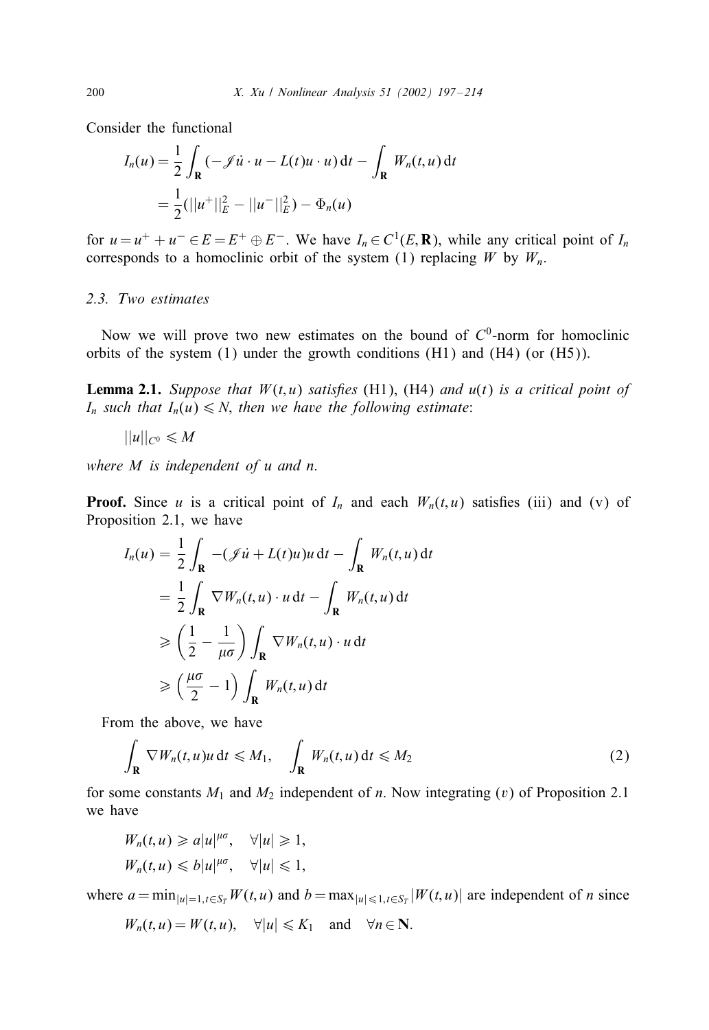Consider the functional

$$I_n(u) = \frac{1}{2}\int_{\mathbf{R}} (-\mathscr{J}\dot{u}\cdot u - L(t)u\cdot u)\,\mathrm{d}t - \int_{\mathbf{R}} W_n(t,u)\,\mathrm{d}t$$
$$= \frac{1}{2}(||u^+||_E^2 - ||u^-||_E^2) - \Phi_n(u)$$

for $u = u^+ + u^- \in E = E^+ \oplus E^-$. We have $I_n \in C^1(E,\mathbf{R})$, while any critical point of $I_n$ corresponds to a homoclinic orbit of the system (1) replacing $W$ by $W_n$.

### 2.3. Two estimates

Now we will prove two new estimates on the bound of $C^0$-norm for homoclinic orbits of the system (1) under the growth conditions (H1) and (H4) (or (H5)).

**Lemma 2.1.** *Suppose that $W(t,u)$ satisfies* (H1), (H4) *and $u(t)$ is a critical point of $I_n$ such that $I_n(u) \leqslant N$, then we have the following estimate*:

$$||u||_{C^0} \leqslant M$$

*where $M$ is independent of $u$ and $n$.*

**Proof.** Since $u$ is a critical point of $I_n$ and each $W_n(t,u)$ satisfies (iii) and (v) of Proposition 2.1, we have

$$I_n(u) = \frac{1}{2}\int_{\mathbf{R}} -(\mathscr{J}\dot{u} + L(t)u)u\,\mathrm{d}t - \int_{\mathbf{R}} W_n(t,u)\,\mathrm{d}t$$
$$= \frac{1}{2}\int_{\mathbf{R}} \nabla W_n(t,u)\cdot u\,\mathrm{d}t - \int_{\mathbf{R}} W_n(t,u)\,\mathrm{d}t$$
$$\geqslant \left(\frac{1}{2} - \frac{1}{\mu\sigma}\right)\int_{\mathbf{R}} \nabla W_n(t,u)\cdot u\,\mathrm{d}t$$
$$\geqslant \left(\frac{\mu\sigma}{2} - 1\right)\int_{\mathbf{R}} W_n(t,u)\,\mathrm{d}t$$

From the above, we have

$$\int_{\mathbf{R}} \nabla W_n(t,u)u\,\mathrm{d}t \leqslant M_1, \quad \int_{\mathbf{R}} W_n(t,u)\,\mathrm{d}t \leqslant M_2 \tag{2}$$

for some constants $M_1$ and $M_2$ independent of $n$. Now integrating $(v)$ of Proposition 2.1 we have

$$W_n(t,u) \geqslant a|u|^{\mu\sigma}, \quad \forall |u| \geqslant 1,$$
$$W_n(t,u) \leqslant b|u|^{\mu\sigma}, \quad \forall |u| \leqslant 1,$$

where $a = \min_{|u|=1, t\in S_T} W(t,u)$ and $b = \max_{|u|\leqslant 1, t\in S_T} |W(t,u)|$ are independent of $n$ since

$$W_n(t,u) = W(t,u), \quad \forall |u| \leqslant K_1 \quad \text{and} \quad \forall n \in \mathbf{N}.$$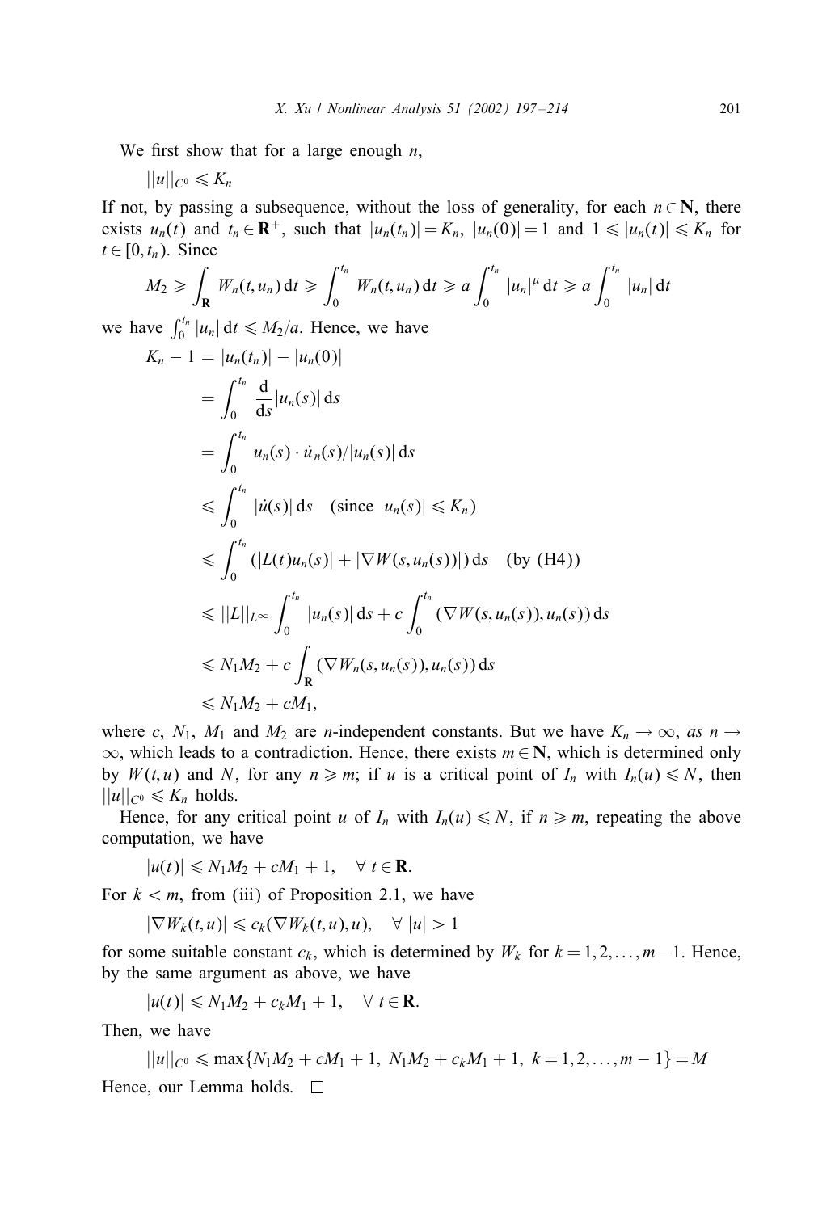We first show that for a large enough $n$,

$$||u||_{C^0} \leqslant K_n$$

If not, by passing a subsequence, without the loss of generality, for each $n \in \mathbf{N}$, there exists $u_n(t)$ and $t_n \in \mathbf{R}^+$, such that $|u_n(t_n)| = K_n$, $|u_n(0)| = 1$ and $1 \leqslant |u_n(t)| \leqslant K_n$ for $t \in [0, t_n)$. Since

$$M_2 \geqslant \int_{\mathbf{R}} W_n(t, u_n)\,\mathrm{d}t \geqslant \int_0^{t_n} W_n(t, u_n)\,\mathrm{d}t \geqslant a \int_0^{t_n} |u_n|^{\mu}\,\mathrm{d}t \geqslant a \int_0^{t_n} |u_n|\,\mathrm{d}t$$

we have $\int_0^{t_n} |u_n|\,\mathrm{d}t \leqslant M_2/a$. Hence, we have

$$
\begin{aligned}
K_n - 1 &= |u_n(t_n)| - |u_n(0)| \\
&= \int_0^{t_n} \frac{\mathrm{d}}{\mathrm{d}s} |u_n(s)|\,\mathrm{d}s \\
&= \int_0^{t_n} u_n(s) \cdot \dot{u}_n(s)/|u_n(s)|\,\mathrm{d}s \\
&\leqslant \int_0^{t_n} |\dot{u}(s)|\,\mathrm{d}s \quad (\text{since } |u_n(s)| \leqslant K_n) \\
&\leqslant \int_0^{t_n} (|L(t)u_n(s)| + |\nabla W(s, u_n(s))|)\,\mathrm{d}s \quad (\text{by (H4)}) \\
&\leqslant ||L||_{L^\infty} \int_0^{t_n} |u_n(s)|\,\mathrm{d}s + c \int_0^{t_n} (\nabla W(s, u_n(s)), u_n(s))\,\mathrm{d}s \\
&\leqslant N_1 M_2 + c \int_{\mathbf{R}} (\nabla W_n(s, u_n(s)), u_n(s))\,\mathrm{d}s \\
&\leqslant N_1 M_2 + c M_1,
\end{aligned}
$$

where $c$, $N_1$, $M_1$ and $M_2$ are $n$-independent constants. But we have $K_n \to \infty$, *as* $n \to \infty$, which leads to a contradiction. Hence, there exists $m \in \mathbf{N}$, which is determined only by $W(t, u)$ and $N$, for any $n \geqslant m$; if $u$ is a critical point of $I_n$ with $I_n(u) \leqslant N$, then $||u||_{C^0} \leqslant K_n$ holds.

Hence, for any critical point $u$ of $I_n$ with $I_n(u) \leqslant N$, if $n \geqslant m$, repeating the above computation, we have

$$|u(t)| \leqslant N_1 M_2 + c M_1 + 1, \quad \forall\ t \in \mathbf{R}.$$

For $k < m$, from (iii) of Proposition 2.1, we have

$$|\nabla W_k(t, u)| \leqslant c_k (\nabla W_k(t, u), u), \quad \forall\ |u| > 1$$

for some suitable constant $c_k$, which is determined by $W_k$ for $k = 1, 2, \ldots, m-1$. Hence, by the same argument as above, we have

$$|u(t)| \leqslant N_1 M_2 + c_k M_1 + 1, \quad \forall\ t \in \mathbf{R}.$$

Then, we have

$$||u||_{C^0} \leqslant \max\{N_1 M_2 + c M_1 + 1,\ N_1 M_2 + c_k M_1 + 1,\ k = 1, 2, \ldots, m-1\} = M$$

Hence, our Lemma holds. $\square$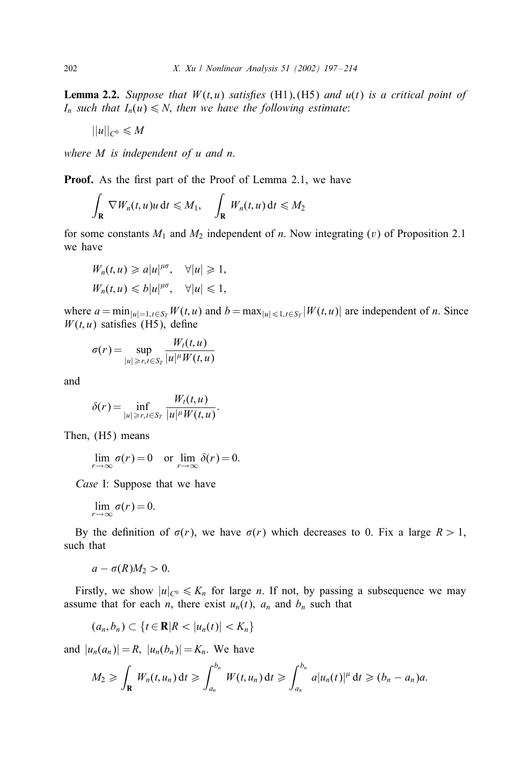**Lemma 2.2.** *Suppose that $W(t,u)$ satisfies* (H1), (H5) *and $u(t)$ is a critical point of $I_n$ such that $I_n(u) \leqslant N$, then we have the following estimate*:

$$||u||_{C^0} \leqslant M$$

*where $M$ is independent of $u$ and $n$.*

**Proof.** As the first part of the Proof of Lemma 2.1, we have

$$\int_{\mathbf{R}} \nabla W_n(t,u)u \, \mathrm{d}t \leqslant M_1, \quad \int_{\mathbf{R}} W_n(t,u) \, \mathrm{d}t \leqslant M_2$$

for some constants $M_1$ and $M_2$ independent of $n$. Now integrating $(v)$ of Proposition 2.1 we have

$$W_n(t,u) \geqslant a|u|^{\mu\sigma}, \quad \forall |u| \geqslant 1,$$

$$W_n(t,u) \leqslant b|u|^{\mu\sigma}, \quad \forall |u| \leqslant 1,$$

where $a = \min_{|u|=1, t \in S_T} W(t,u)$ and $b = \max_{|u| \leqslant 1, t \in S_T} |W(t,u)|$ are independent of $n$. Since $W(t,u)$ satisfies (H5), define

$$\sigma(r) = \sup_{|u| \geqslant r, t \in S_T} \frac{W_t(t,u)}{|u|^{\mu} W(t,u)}$$

and

$$\delta(r) = \inf_{|u| \geqslant r, t \in S_T} \frac{W_t(t,u)}{|u|^{\mu} W(t,u)}.$$

Then, (H5) means

$$\lim_{r \to \infty} \sigma(r) = 0 \quad \text{or} \quad \lim_{r \to \infty} \delta(r) = 0.$$

*Case* I: Suppose that we have

$$\lim_{r \to \infty} \sigma(r) = 0.$$

By the definition of $\sigma(r)$, we have $\sigma(r)$ which decreases to 0. Fix a large $R > 1$, such that

$$a - \sigma(R)M_2 > 0.$$

Firstly, we show $|u|_{C^0} \leqslant K_n$ for large $n$. If not, by passing a subsequence we may assume that for each $n$, there exist $u_n(t)$, $a_n$ and $b_n$ such that

$$(a_n, b_n) \subset \{t \in \mathbf{R} | R < |u_n(t)| < K_n\}$$

and $|u_n(a_n)| = R$, $|u_n(b_n)| = K_n$. We have

$$M_2 \geqslant \int_{\mathbf{R}} W_n(t,u_n) \, \mathrm{d}t \geqslant \int_{a_n}^{b_n} W(t,u_n) \, \mathrm{d}t \geqslant \int_{a_n}^{b_n} a|u_n(t)|^{\mu} \, \mathrm{d}t \geqslant (b_n - a_n)a.$$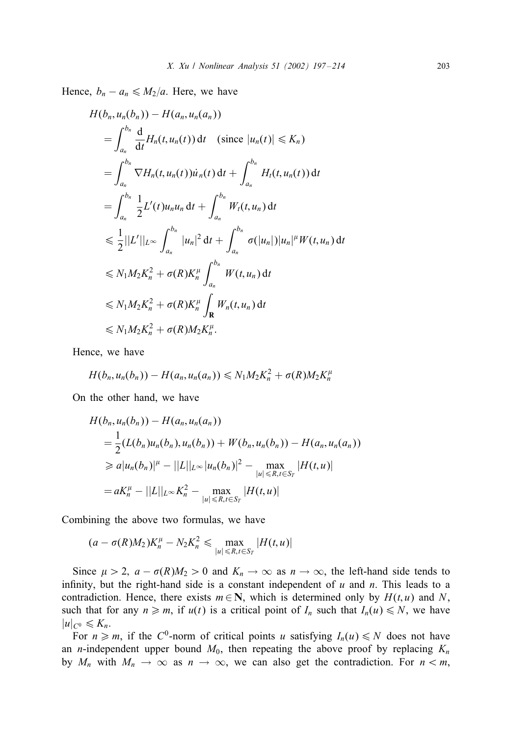Hence, $b_n - a_n \leqslant M_2/a$. Here, we have

$$
\begin{aligned}
&H(b_n, u_n(b_n)) - H(a_n, u_n(a_n)) \\
&= \int_{a_n}^{b_n} \frac{\mathrm{d}}{\mathrm{d}t} H_n(t, u_n(t))\,\mathrm{d}t \quad (\text{since } |u_n(t)| \leqslant K_n) \\
&= \int_{a_n}^{b_n} \nabla H_n(t, u_n(t)) \dot{u}_n(t)\,\mathrm{d}t + \int_{a_n}^{b_n} H_t(t, u_n(t))\,\mathrm{d}t \\
&= \int_{a_n}^{b_n} \frac{1}{2} L'(t) u_n u_n\,\mathrm{d}t + \int_{a_n}^{b_n} W_t(t, u_n)\,\mathrm{d}t \\
&\leqslant \frac{1}{2} ||L'||_{L^\infty} \int_{a_n}^{b_n} |u_n|^2\,\mathrm{d}t + \int_{a_n}^{b_n} \sigma(|u_n|)|u_n|^\mu W(t, u_n)\,\mathrm{d}t \\
&\leqslant N_1 M_2 K_n^2 + \sigma(R) K_n^\mu \int_{a_n}^{b_n} W(t, u_n)\,\mathrm{d}t \\
&\leqslant N_1 M_2 K_n^2 + \sigma(R) K_n^\mu \int_{\mathbf{R}} W_n(t, u_n)\,\mathrm{d}t \\
&\leqslant N_1 M_2 K_n^2 + \sigma(R) M_2 K_n^\mu.
\end{aligned}
$$

Hence, we have

$$
H(b_n, u_n(b_n)) - H(a_n, u_n(a_n)) \leqslant N_1 M_2 K_n^2 + \sigma(R) M_2 K_n^\mu
$$

On the other hand, we have

$$
\begin{aligned}
&H(b_n, u_n(b_n)) - H(a_n, u_n(a_n)) \\
&= \frac{1}{2}(L(b_n)u_n(b_n), u_n(b_n)) + W(b_n, u_n(b_n)) - H(a_n, u_n(a_n)) \\
&\geqslant a|u_n(b_n)|^\mu - ||L||_{L^\infty} |u_n(b_n)|^2 - \max_{|u| \leqslant R, t \in S_T} |H(t, u)| \\
&= a K_n^\mu - ||L||_{L^\infty} K_n^2 - \max_{|u| \leqslant R, t \in S_T} |H(t, u)|
\end{aligned}
$$

Combining the above two formulas, we have

$$
(a - \sigma(R) M_2) K_n^\mu - N_2 K_n^2 \leqslant \max_{|u| \leqslant R, t \in S_T} |H(t, u)|
$$

Since $\mu > 2$, $a - \sigma(R) M_2 > 0$ and $K_n \to \infty$ as $n \to \infty$, the left-hand side tends to infinity, but the right-hand side is a constant independent of $u$ and $n$. This leads to a contradiction. Hence, there exists $m \in \mathbf{N}$, which is determined only by $H(t, u)$ and $N$, such that for any $n \geqslant m$, if $u(t)$ is a critical point of $I_n$ such that $I_n(u) \leqslant N$, we have $|u|_{C^0} \leqslant K_n$.

For $n \geqslant m$, if the $C^0$-norm of critical points $u$ satisfying $I_n(u) \leqslant N$ does not have an $n$-independent upper bound $M_0$, then repeating the above proof by replacing $K_n$ by $M_n$ with $M_n \to \infty$ as $n \to \infty$, we can also get the contradiction. For $n < m$,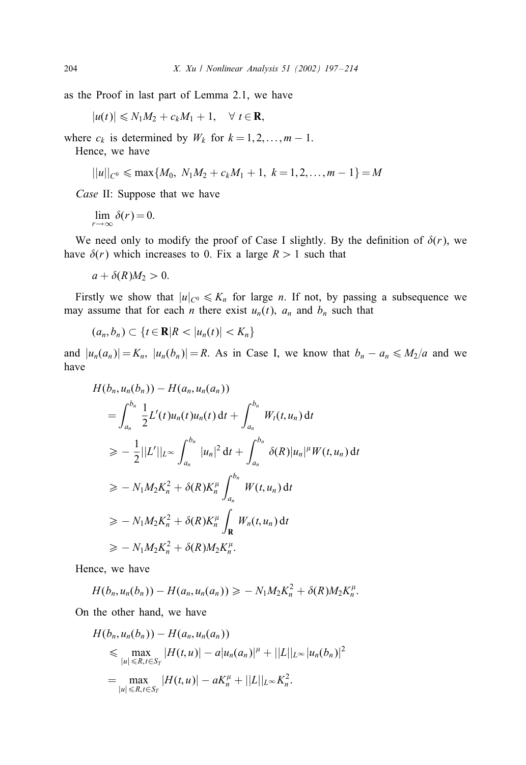as the Proof in last part of Lemma 2.1, we have

$$|u(t)| \leqslant N_1 M_2 + c_k M_1 + 1, \quad \forall\, t \in \mathbf{R},$$

where $c_k$ is determined by $W_k$ for $k = 1, 2, \ldots, m-1$.

Hence, we have

$$\|u\|_{C^0} \leqslant \max\{M_0,\ N_1 M_2 + c_k M_1 + 1,\ k = 1, 2, \ldots, m-1\} = M$$

*Case* II: Suppose that we have

$$\lim_{r \to \infty} \delta(r) = 0.$$

We need only to modify the proof of Case I slightly. By the definition of $\delta(r)$, we have $\delta(r)$ which increases to 0. Fix a large $R > 1$ such that

$$a + \delta(R) M_2 > 0.$$

Firstly we show that $|u|_{C^0} \leqslant K_n$ for large $n$. If not, by passing a subsequence we may assume that for each $n$ there exist $u_n(t)$, $a_n$ and $b_n$ such that

$$(a_n, b_n) \subset \{t \in \mathbf{R} | R < |u_n(t)| < K_n\}$$

and $|u_n(a_n)| = K_n$, $|u_n(b_n)| = R$. As in Case I, we know that $b_n - a_n \leqslant M_2/a$ and we have

$$\begin{aligned}
&H(b_n, u_n(b_n)) - H(a_n, u_n(a_n)) \\
&\quad = \int_{a_n}^{b_n} \frac{1}{2} L'(t) u_n(t) u_n(t)\,\mathrm{d}t + \int_{a_n}^{b_n} W_t(t, u_n)\,\mathrm{d}t \\
&\quad \geqslant -\frac{1}{2}\|L'\|_{L^\infty} \int_{a_n}^{b_n} |u_n|^2\,\mathrm{d}t + \int_{a_n}^{b_n} \delta(R) |u_n|^\mu W(t, u_n)\,\mathrm{d}t \\
&\quad \geqslant -N_1 M_2 K_n^2 + \delta(R) K_n^\mu \int_{a_n}^{b_n} W(t, u_n)\,\mathrm{d}t \\
&\quad \geqslant -N_1 M_2 K_n^2 + \delta(R) K_n^\mu \int_{\mathbf{R}} W_n(t, u_n)\,\mathrm{d}t \\
&\quad \geqslant -N_1 M_2 K_n^2 + \delta(R) M_2 K_n^\mu.
\end{aligned}$$

Hence, we have

$$H(b_n, u_n(b_n)) - H(a_n, u_n(a_n)) \geqslant -N_1 M_2 K_n^2 + \delta(R) M_2 K_n^\mu.$$

On the other hand, we have

$$\begin{aligned}
&H(b_n, u_n(b_n)) - H(a_n, u_n(a_n)) \\
&\quad \leqslant \max_{|u| \leqslant R, t \in S_T} |H(t, u)| - a|u_n(a_n)|^\mu + \|L\|_{L^\infty} |u_n(b_n)|^2 \\
&\quad = \max_{|u| \leqslant R, t \in S_T} |H(t, u)| - a K_n^\mu + \|L\|_{L^\infty} K_n^2.
\end{aligned}$$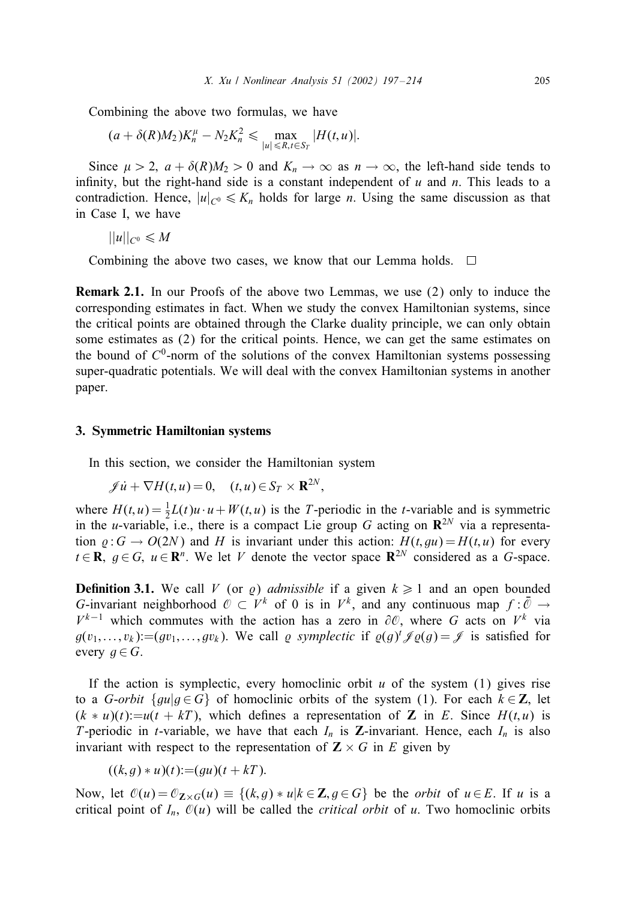Combining the above two formulas, we have

$$(a + \delta(R)M_2)K_n^{\mu} - N_2 K_n^2 \leqslant \max_{|u| \leqslant R, t \in S_T} |H(t,u)|.$$

Since $\mu > 2$, $a + \delta(R)M_2 > 0$ and $K_n \to \infty$ as $n \to \infty$, the left-hand side tends to infinity, but the right-hand side is a constant independent of $u$ and $n$. This leads to a contradiction. Hence, $|u|_{C^0} \leqslant K_n$ holds for large $n$. Using the same discussion as that in Case I, we have

$$||u||_{C^0} \leqslant M$$

Combining the above two cases, we know that our Lemma holds. □

**Remark 2.1.** In our Proofs of the above two Lemmas, we use (2) only to induce the corresponding estimates in fact. When we study the convex Hamiltonian systems, since the critical points are obtained through the Clarke duality principle, we can only obtain some estimates as (2) for the critical points. Hence, we can get the same estimates on the bound of $C^0$-norm of the solutions of the convex Hamiltonian systems possessing super-quadratic potentials. We will deal with the convex Hamiltonian systems in another paper.

## 3. Symmetric Hamiltonian systems

In this section, we consider the Hamiltonian system

$$\mathscr{J}\dot{u} + \nabla H(t,u) = 0, \quad (t,u) \in S_T \times \mathbf{R}^{2N},$$

where $H(t,u) = \frac{1}{2}L(t)u \cdot u + W(t,u)$ is the $T$-periodic in the $t$-variable and is symmetric in the $u$-variable, i.e., there is a compact Lie group $G$ acting on $\mathbf{R}^{2N}$ via a representation $\varrho : G \to O(2N)$ and $H$ is invariant under this action: $H(t, gu) = H(t,u)$ for every $t \in \mathbf{R}$, $g \in G$, $u \in \mathbf{R}^n$. We let $V$ denote the vector space $\mathbf{R}^{2N}$ considered as a $G$-space.

**Definition 3.1.** We call $V$ (or $\varrho$) *admissible* if a given $k \geqslant 1$ and an open bounded $G$-invariant neighborhood $\mathcal{O} \subset V^k$ of 0 is in $V^k$, and any continuous map $f : \bar{\mathcal{O}} \to V^{k-1}$ which commutes with the action has a zero in $\partial\mathcal{O}$, where $G$ acts on $V^k$ via $g(v_1, \ldots, v_k) := (gv_1, \ldots, gv_k)$. We call $\varrho$ *symplectic* if $\varrho(g)^t \mathscr{J} \varrho(g) = \mathscr{J}$ is satisfied for every $g \in G$.

If the action is symplectic, every homoclinic orbit $u$ of the system (1) gives rise to a *G-orbit* $\{gu | g \in G\}$ of homoclinic orbits of the system (1). For each $k \in \mathbf{Z}$, let $(k * u)(t) := u(t + kT)$, which defines a representation of $\mathbf{Z}$ in $E$. Since $H(t,u)$ is $T$-periodic in $t$-variable, we have that each $I_n$ is $\mathbf{Z}$-invariant. Hence, each $I_n$ is also invariant with respect to the representation of $\mathbf{Z} \times G$ in $E$ given by

$$((k,g) * u)(t) := (gu)(t + kT).$$

Now, let $\mathcal{O}(u) = \mathcal{O}_{\mathbf{Z}\times G}(u) \equiv \{(k,g) * u | k \in \mathbf{Z}, g \in G\}$ be the *orbit* of $u \in E$. If $u$ is a critical point of $I_n$, $\mathcal{O}(u)$ will be called the *critical orbit* of $u$. Two homoclinic orbits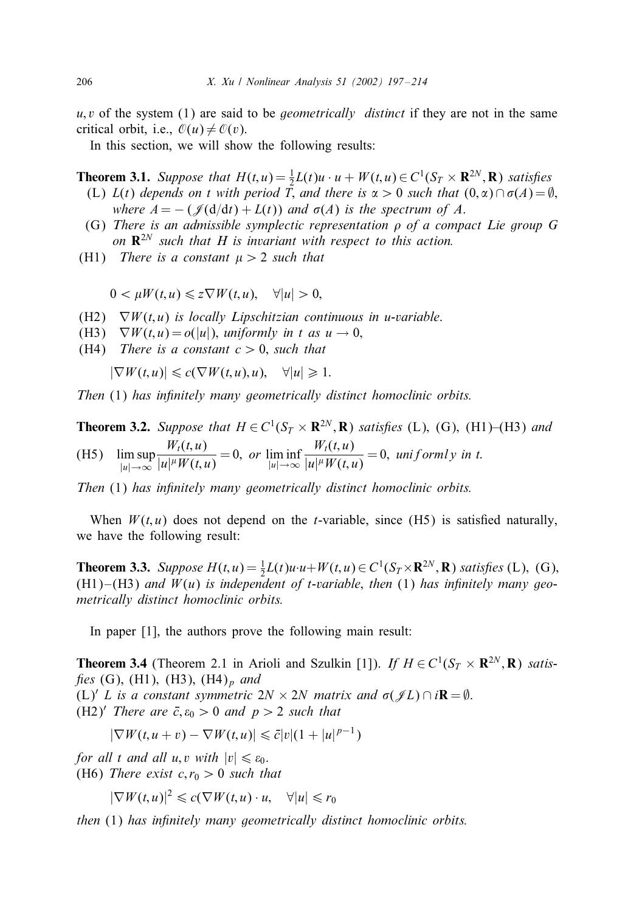$u, v$ of the system (1) are said to be *geometrically distinct* if they are not in the same critical orbit, i.e., $\mathcal{O}(u) \neq \mathcal{O}(v)$.

In this section, we will show the following results:

**Theorem 3.1.** *Suppose that* $H(t,u) = \frac{1}{2}L(t)u \cdot u + W(t,u) \in C^1(S_T \times \mathbf{R}^{2N}, \mathbf{R})$ *satisfies*

(L) *$L(t)$ depends on $t$ with period $T$, and there is $\alpha > 0$ such that $(0, \alpha) \cap \sigma(A) = \emptyset$, where $A = -(\mathcal{J}(\mathrm{d}/\mathrm{d}t) + L(t))$ and $\sigma(A)$ is the spectrum of $A$.*

(G) *There is an admissible symplectic representation $\rho$ of a compact Lie group $G$ on $\mathbf{R}^{2N}$ such that $H$ is invariant with respect to this action.*

(H1) *There is a constant $\mu > 2$ such that*

$$0 < \mu W(t,u) \leqslant z \nabla W(t,u), \quad \forall |u| > 0,$$

(H2) *$\nabla W(t,u)$ is locally Lipschitzian continuous in $u$-variable.*

(H3) *$\nabla W(t,u) = o(|u|)$, uniformly in $t$ as $u \to 0$,*

(H4) *There is a constant $c > 0$, such that*

$$|\nabla W(t,u)| \leqslant c(\nabla W(t,u), u), \quad \forall |u| \geqslant 1.$$

*Then* (1) *has infinitely many geometrically distinct homoclinic orbits.*

**Theorem 3.2.** *Suppose that $H \in C^1(S_T \times \mathbf{R}^{2N}, \mathbf{R})$ satisfies* (L), (G), (H1)–(H3) *and*

(H5) $\limsup_{|u| \to \infty} \dfrac{W_t(t,u)}{|u|^{\mu} W(t,u)} = 0$, *or* $\liminf_{|u| \to \infty} \dfrac{W_t(t,u)}{|u|^{\mu} W(t,u)} = 0$, *uniformly in t.*

*Then* (1) *has infinitely many geometrically distinct homoclinic orbits.*

When $W(t,u)$ does not depend on the $t$-variable, since (H5) is satisfied naturally, we have the following result:

**Theorem 3.3.** *Suppose* $H(t,u) = \frac{1}{2}L(t)u \cdot u + W(t,u) \in C^1(S_T \times \mathbf{R}^{2N}, \mathbf{R})$ *satisfies* (L), (G), (H1)–(H3) *and $W(u)$ is independent of $t$-variable, then* (1) *has infinitely many geometrically distinct homoclinic orbits.*

In paper [1], the authors prove the following main result:

**Theorem 3.4** (Theorem 2.1 in Arioli and Szulkin [1]). *If $H \in C^1(S_T \times \mathbf{R}^{2N}, \mathbf{R})$ satisfies* (G), (H1), (H3), $(\mathrm{H4})_p$ *and*

(L)′ *$L$ is a constant symmetric $2N \times 2N$ matrix and $\sigma(\mathcal{J}L) \cap i\mathbf{R} = \emptyset$.*

(H2)′ *There are $\bar{c}, \varepsilon_0 > 0$ and $p > 2$ such that*

$$|\nabla W(t, u+v) - \nabla W(t,u)| \leqslant \bar{c}|v|(1 + |u|^{p-1})$$

*for all $t$ and all $u, v$ with $|v| \leqslant \varepsilon_0$.*

(H6) *There exist $c, r_0 > 0$ such that*

$$|\nabla W(t,u)|^2 \leqslant c(\nabla W(t,u) \cdot u, \quad \forall |u| \leqslant r_0$$

*then* (1) *has infinitely many geometrically distinct homoclinic orbits.*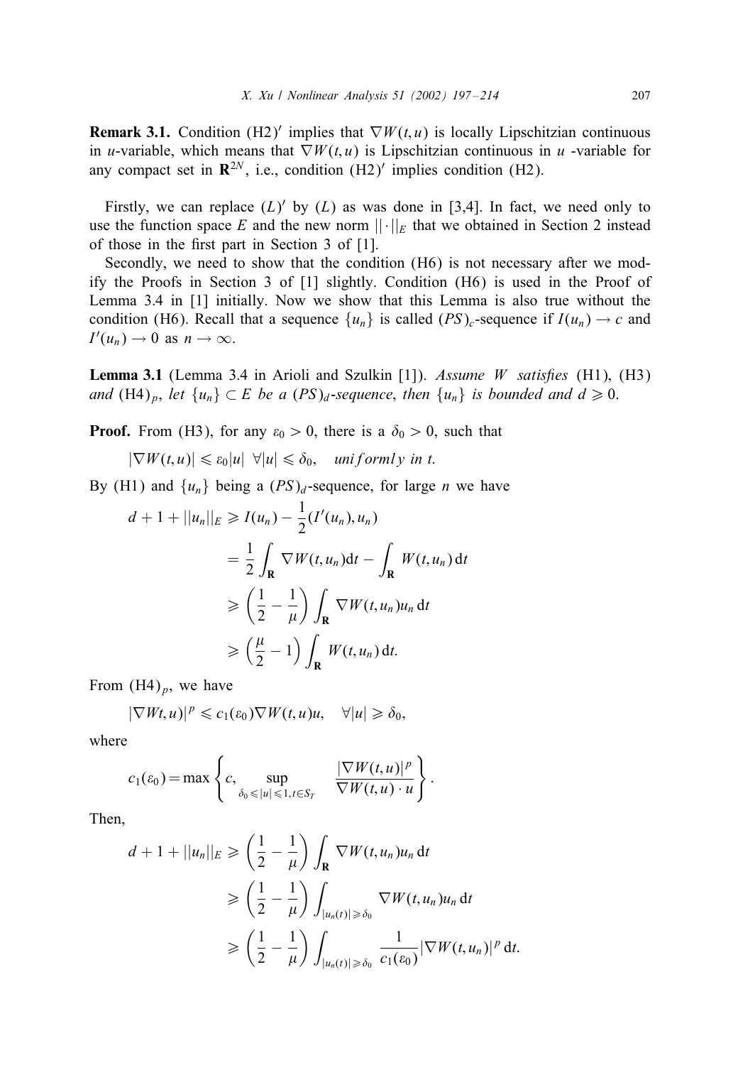**Remark 3.1.** Condition (H2)$'$ implies that $\nabla W(t,u)$ is locally Lipschitzian continuous in $u$-variable, which means that $\nabla W(t,u)$ is Lipschitzian continuous in $u$ -variable for any compact set in $\mathbf{R}^{2N}$, i.e., condition (H2)$'$ implies condition (H2).

Firstly, we can replace $(L)'$ by $(L)$ as was done in [3,4]. In fact, we need only to use the function space $E$ and the new norm $||\cdot||_E$ that we obtained in Section 2 instead of those in the first part in Section 3 of [1].

Secondly, we need to show that the condition (H6) is not necessary after we modify the Proofs in Section 3 of [1] slightly. Condition (H6) is used in the Proof of Lemma 3.4 in [1] initially. Now we show that this Lemma is also true without the condition (H6). Recall that a sequence $\{u_n\}$ is called $(PS)_c$-sequence if $I(u_n) \to c$ and $I'(u_n) \to 0$ as $n \to \infty$.

**Lemma 3.1** (Lemma 3.4 in Arioli and Szulkin [1]). *Assume* $W$ *satisfies* (H1), (H3) *and* $(\mathrm{H4})_p$, *let* $\{u_n\} \subset E$ *be a* $(PS)_d$*-sequence, then* $\{u_n\}$ *is bounded and* $d \geqslant 0$.

**Proof.** From (H3), for any $\varepsilon_0 > 0$, there is a $\delta_0 > 0$, such that

$$|\nabla W(t,u)| \leqslant \varepsilon_0 |u| \quad \forall |u| \leqslant \delta_0, \quad \textit{uniformly in } t.$$

By (H1) and $\{u_n\}$ being a $(PS)_d$-sequence, for large $n$ we have

$$\begin{aligned}
d + 1 + ||u_n||_E &\geqslant I(u_n) - \frac{1}{2}(I'(u_n), u_n) \\
&= \frac{1}{2}\int_{\mathbf{R}} \nabla W(t,u_n) \mathrm{d}t - \int_{\mathbf{R}} W(t,u_n)\,\mathrm{d}t \\
&\geqslant \left(\frac{1}{2} - \frac{1}{\mu}\right)\int_{\mathbf{R}} \nabla W(t,u_n) u_n \,\mathrm{d}t \\
&\geqslant \left(\frac{\mu}{2} - 1\right)\int_{\mathbf{R}} W(t,u_n)\,\mathrm{d}t.
\end{aligned}$$

From $(\mathrm{H4})_p$, we have

$$|\nabla W t, u)|^p \leqslant c_1(\varepsilon_0) \nabla W(t,u)u, \quad \forall |u| \geqslant \delta_0,$$

where

$$c_1(\varepsilon_0) = \max\left\{c, \sup_{\delta_0 \leqslant |u| \leqslant 1, t \in S_T} \frac{|\nabla W(t,u)|^p}{\nabla W(t,u)\cdot u}\right\}.$$

Then,

$$\begin{aligned}
d + 1 + ||u_n||_E &\geqslant \left(\frac{1}{2} - \frac{1}{\mu}\right)\int_{\mathbf{R}} \nabla W(t,u_n) u_n \,\mathrm{d}t \\
&\geqslant \left(\frac{1}{2} - \frac{1}{\mu}\right)\int_{|u_n(t)| \geqslant \delta_0} \nabla W(t,u_n) u_n \,\mathrm{d}t \\
&\geqslant \left(\frac{1}{2} - \frac{1}{\mu}\right)\int_{|u_n(t)| \geqslant \delta_0} \frac{1}{c_1(\varepsilon_0)} |\nabla W(t,u_n)|^p \,\mathrm{d}t.
\end{aligned}$$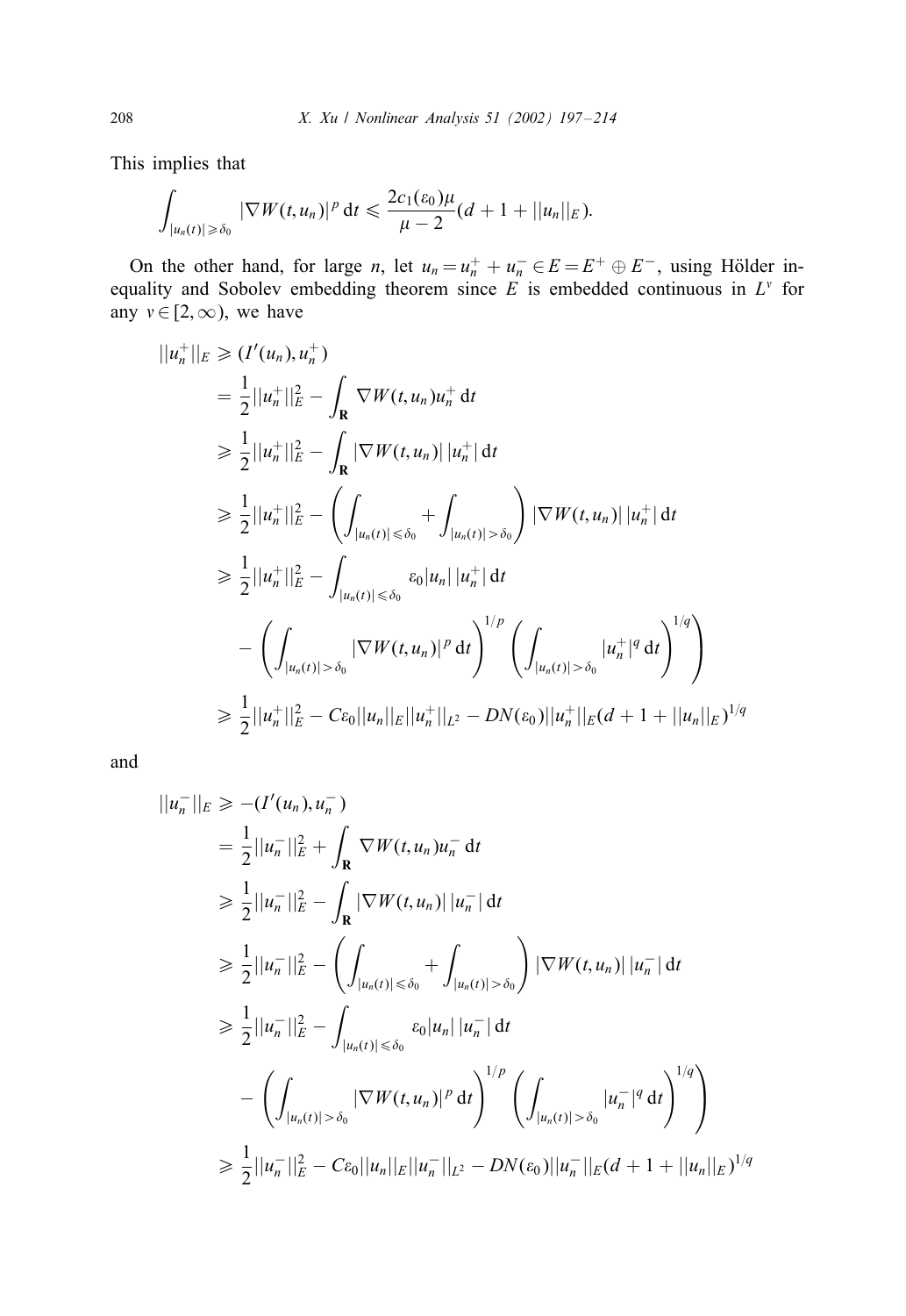This implies that

$$\int_{|u_n(t)|\geqslant\delta_0} |\nabla W(t,u_n)|^p\,\mathrm{d}t \leqslant \frac{2c_1(\varepsilon_0)\mu}{\mu-2}(d+1+||u_n||_E).$$

On the other hand, for large $n$, let $u_n = u_n^+ + u_n^- \in E = E^+ \oplus E^-$, using Hölder inequality and Sobolev embedding theorem since $E$ is embedded continuous in $L^v$ for any $v \in [2,\infty)$, we have

$$\begin{aligned}
||u_n^+||_E &\geqslant (I'(u_n), u_n^+) \\
&= \frac{1}{2}||u_n^+||_E^2 - \int_{\mathbf{R}} \nabla W(t,u_n)u_n^+\,\mathrm{d}t \\
&\geqslant \frac{1}{2}||u_n^+||_E^2 - \int_{\mathbf{R}} |\nabla W(t,u_n)|\,|u_n^+|\,\mathrm{d}t \\
&\geqslant \frac{1}{2}||u_n^+||_E^2 - \left(\int_{|u_n(t)|\leqslant\delta_0} + \int_{|u_n(t)|>\delta_0}\right) |\nabla W(t,u_n)|\,|u_n^+|\,\mathrm{d}t \\
&\geqslant \frac{1}{2}||u_n^+||_E^2 - \int_{|u_n(t)|\leqslant\delta_0} \varepsilon_0|u_n|\,|u_n^+|\,\mathrm{d}t \\
&\quad - \left(\left(\int_{|u_n(t)|>\delta_0} |\nabla W(t,u_n)|^p\,\mathrm{d}t\right)^{1/p}\left(\int_{|u_n(t)|>\delta_0} |u_n^+|^q\,\mathrm{d}t\right)^{1/q}\right) \\
&\geqslant \frac{1}{2}||u_n^+||_E^2 - C\varepsilon_0||u_n||_E||u_n^+||_{L^2} - DN(\varepsilon_0)||u_n^+||_E(d+1+||u_n||_E)^{1/q}
\end{aligned}$$

and

$$\begin{aligned}
||u_n^-||_E &\geqslant -(I'(u_n), u_n^-) \\
&= \frac{1}{2}||u_n^-||_E^2 + \int_{\mathbf{R}} \nabla W(t,u_n)u_n^-\,\mathrm{d}t \\
&\geqslant \frac{1}{2}||u_n^-||_E^2 - \int_{\mathbf{R}} |\nabla W(t,u_n)|\,|u_n^-|\,\mathrm{d}t \\
&\geqslant \frac{1}{2}||u_n^-||_E^2 - \left(\int_{|u_n(t)|\leqslant\delta_0} + \int_{|u_n(t)|>\delta_0}\right) |\nabla W(t,u_n)|\,|u_n^-|\,\mathrm{d}t \\
&\geqslant \frac{1}{2}||u_n^-||_E^2 - \int_{|u_n(t)|\leqslant\delta_0} \varepsilon_0|u_n|\,|u_n^-|\,\mathrm{d}t \\
&\quad - \left(\left(\int_{|u_n(t)|>\delta_0} |\nabla W(t,u_n)|^p\,\mathrm{d}t\right)^{1/p}\left(\int_{|u_n(t)|>\delta_0} |u_n^-|^q\,\mathrm{d}t\right)^{1/q}\right) \\
&\geqslant \frac{1}{2}||u_n^-||_E^2 - C\varepsilon_0||u_n||_E||u_n^-||_{L^2} - DN(\varepsilon_0)||u_n^-||_E(d+1+||u_n||_E)^{1/q}
\end{aligned}$$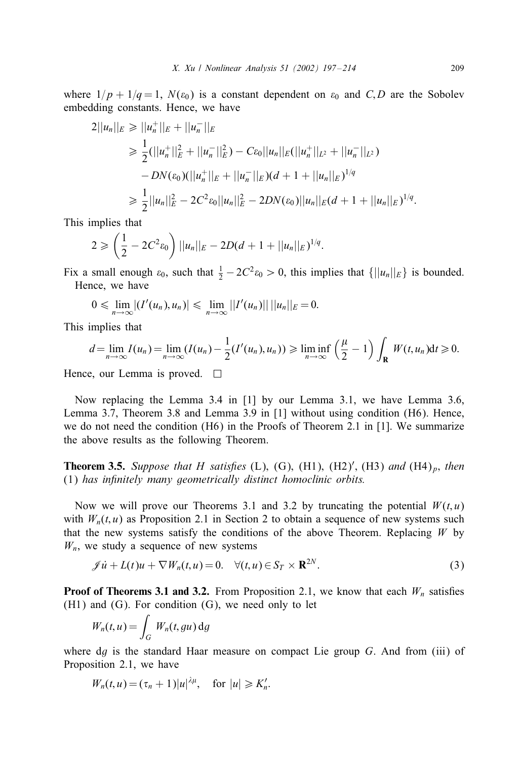where $1/p + 1/q = 1$, $N(\varepsilon_0)$ is a constant dependent on $\varepsilon_0$ and $C, D$ are the Sobolev embedding constants. Hence, we have

$$
\begin{aligned}
2||u_n||_E &\geqslant ||u_n^+||_E + ||u_n^-||_E \\
&\geqslant \frac{1}{2}(||u_n^+||_E^2 + ||u_n^-||_E^2) - C\varepsilon_0||u_n||_E(||u_n^+||_{L^2} + ||u_n^-||_{L^2}) \\
&\quad - DN(\varepsilon_0)(||u_n^+||_E + ||u_n^-||_E)(d + 1 + ||u_n||_E)^{1/q} \\
&\geqslant \frac{1}{2}||u_n||_E^2 - 2C^2\varepsilon_0||u_n||_E^2 - 2DN(\varepsilon_0)||u_n||_E(d + 1 + ||u_n||_E)^{1/q}.
\end{aligned}
$$

This implies that

$$
2 \geqslant \left(\frac{1}{2} - 2C^2\varepsilon_0\right)||u_n||_E - 2D(d + 1 + ||u_n||_E)^{1/q}.
$$

Fix a small enough $\varepsilon_0$, such that $\frac{1}{2} - 2C^2\varepsilon_0 > 0$, this implies that $\{||u_n||_E\}$ is bounded.

Hence, we have

$$
0 \leqslant \lim_{n\to\infty} |(I'(u_n), u_n)| \leqslant \lim_{n\to\infty} ||I'(u_n)||\,||u_n||_E = 0.
$$

This implies that

$$
d = \lim_{n\to\infty} I(u_n) = \lim_{n\to\infty} \left(I(u_n) - \frac{1}{2}(I'(u_n), u_n)\right) \geqslant \liminf_{n\to\infty} \left(\frac{\mu}{2} - 1\right) \int_{\mathbf{R}} W(t, u_n)\mathrm{d}t \geqslant 0.
$$

Hence, our Lemma is proved. □

Now replacing the Lemma 3.4 in [1] by our Lemma 3.1, we have Lemma 3.6, Lemma 3.7, Theorem 3.8 and Lemma 3.9 in [1] without using condition (H6). Hence, we do not need the condition (H6) in the Proofs of Theorem 2.1 in [1]. We summarize the above results as the following Theorem.

**Theorem 3.5.** *Suppose that $H$ satisfies* (L), (G), (H1), (H2)$'$, (H3) *and* (H4)$_p$, *then* (1) *has infinitely many geometrically distinct homoclinic orbits.*

Now we will prove our Theorems 3.1 and 3.2 by truncating the potential $W(t,u)$ with $W_n(t,u)$ as Proposition 2.1 in Section 2 to obtain a sequence of new systems such that the new systems satisfy the conditions of the above Theorem. Replacing $W$ by $W_n$, we study a sequence of new systems

$$
\mathscr{J}\dot{u} + L(t)u + \nabla W_n(t,u) = 0. \quad \forall (t,u) \in S_T \times \mathbf{R}^{2N}. \tag{3}
$$

**Proof of Theorems 3.1 and 3.2.** From Proposition 2.1, we know that each $W_n$ satisfies (H1) and (G). For condition (G), we need only to let

$$
W_n(t,u) = \int_G W_n(t, gu)\,\mathrm{d}g
$$

where $\mathrm{d}g$ is the standard Haar measure on compact Lie group $G$. And from (iii) of Proposition 2.1, we have

$$
W_n(t,u) = (\tau_n + 1)|u|^{\lambda\mu}, \quad \text{for } |u| \geqslant K_n'.
$$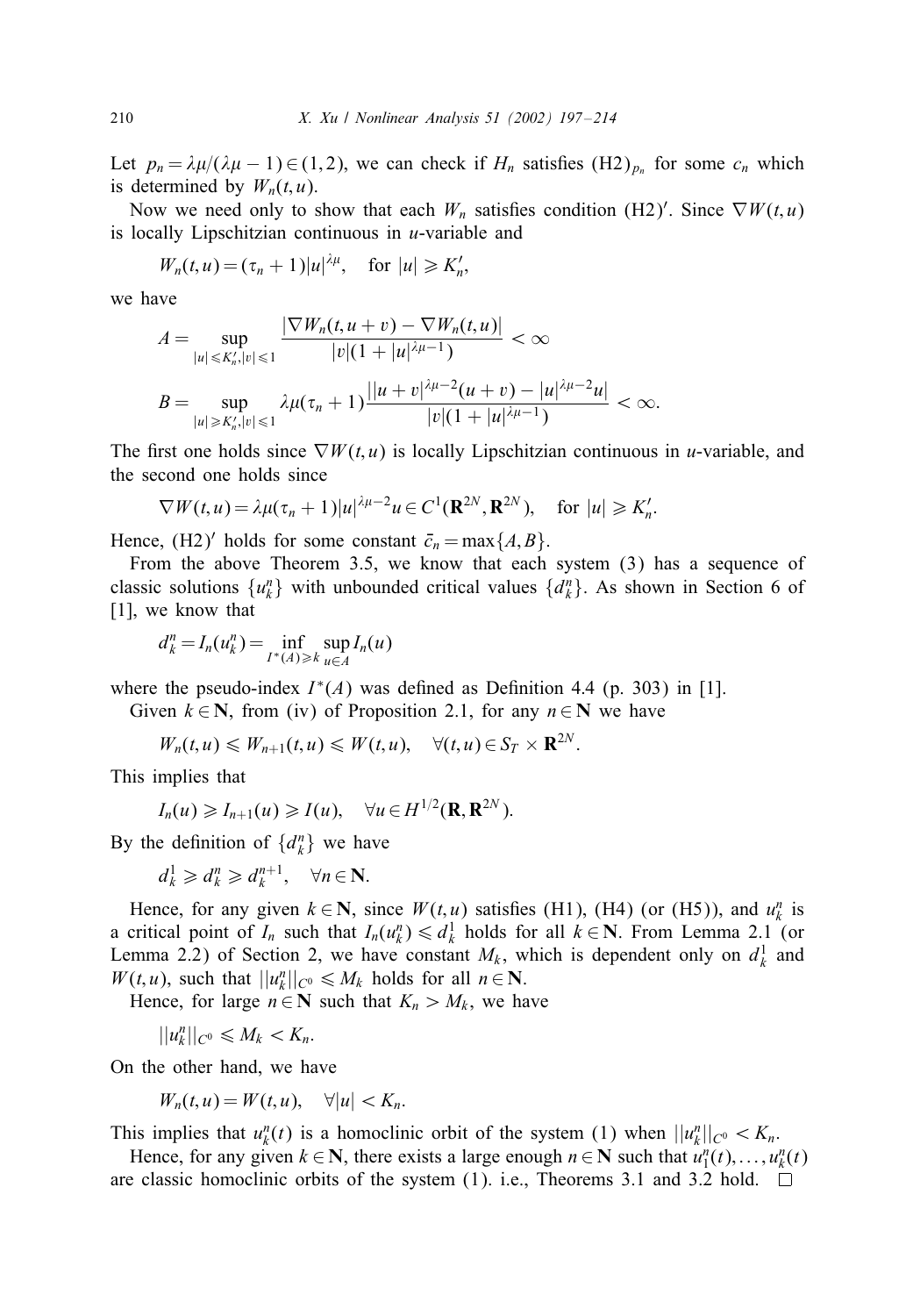Let $p_n = \lambda\mu/(\lambda\mu - 1) \in (1, 2)$, we can check if $H_n$ satisfies $(\mathrm{H2})_{p_n}$ for some $c_n$ which is determined by $W_n(t, u)$.

Now we need only to show that each $W_n$ satisfies condition $(\mathrm{H2})'$. Since $\nabla W(t, u)$ is locally Lipschitzian continuous in $u$-variable and

$$W_n(t, u) = (\tau_n + 1)|u|^{\lambda\mu}, \quad \text{for } |u| \geqslant K_n',$$

we have

$$A = \sup_{|u| \leqslant K_n', |v| \leqslant 1} \frac{|\nabla W_n(t, u + v) - \nabla W_n(t, u)|}{|v|(1 + |u|^{\lambda\mu - 1})} < \infty$$

$$B = \sup_{|u| \geqslant K_n', |v| \leqslant 1} \lambda\mu(\tau_n + 1) \frac{||u + v|^{\lambda\mu - 2}(u + v) - |u|^{\lambda\mu - 2}u|}{|v|(1 + |u|^{\lambda\mu - 1})} < \infty.$$

The first one holds since $\nabla W(t, u)$ is locally Lipschitzian continuous in $u$-variable, and the second one holds since

$$\nabla W(t, u) = \lambda\mu(\tau_n + 1)|u|^{\lambda\mu - 2}u \in C^1(\mathbf{R}^{2N}, \mathbf{R}^{2N}), \quad \text{for } |u| \geqslant K_n'.$$

Hence, $(\mathrm{H2})'$ holds for some constant $\bar{c}_n = \max\{A, B\}$.

From the above Theorem 3.5, we know that each system (3) has a sequence of classic solutions $\{u_k^n\}$ with unbounded critical values $\{d_k^n\}$. As shown in Section 6 of [1], we know that

$$d_k^n = I_n(u_k^n) = \inf_{I^*(A) \geqslant k} \sup_{u \in A} I_n(u)$$

where the pseudo-index $I^*(A)$ was defined as Definition 4.4 (p. 303) in [1].

Given $k \in \mathbf{N}$, from (iv) of Proposition 2.1, for any $n \in \mathbf{N}$ we have

$$W_n(t, u) \leqslant W_{n+1}(t, u) \leqslant W(t, u), \quad \forall (t, u) \in S_T \times \mathbf{R}^{2N}.$$

This implies that

$$I_n(u) \geqslant I_{n+1}(u) \geqslant I(u), \quad \forall u \in H^{1/2}(\mathbf{R}, \mathbf{R}^{2N}).$$

By the definition of $\{d_k^n\}$ we have

$$d_k^1 \geqslant d_k^n \geqslant d_k^{n+1}, \quad \forall n \in \mathbf{N}.$$

Hence, for any given $k \in \mathbf{N}$, since $W(t, u)$ satisfies (H1), (H4) (or (H5)), and $u_k^n$ is a critical point of $I_n$ such that $I_n(u_k^n) \leqslant d_k^1$ holds for all $k \in \mathbf{N}$. From Lemma 2.1 (or Lemma 2.2) of Section 2, we have constant $M_k$, which is dependent only on $d_k^1$ and $W(t, u)$, such that $||u_k^n||_{C^0} \leqslant M_k$ holds for all $n \in \mathbf{N}$.

Hence, for large $n \in \mathbf{N}$ such that $K_n > M_k$, we have

$$||u_k^n||_{C^0} \leqslant M_k < K_n.$$

On the other hand, we have

$$W_n(t, u) = W(t, u), \quad \forall |u| < K_n.$$

This implies that $u_k^n(t)$ is a homoclinic orbit of the system (1) when $||u_k^n||_{C^0} < K_n$.

Hence, for any given $k \in \mathbf{N}$, there exists a large enough $n \in \mathbf{N}$ such that $u_1^n(t), \ldots, u_k^n(t)$ are classic homoclinic orbits of the system (1). i.e., Theorems 3.1 and 3.2 hold. □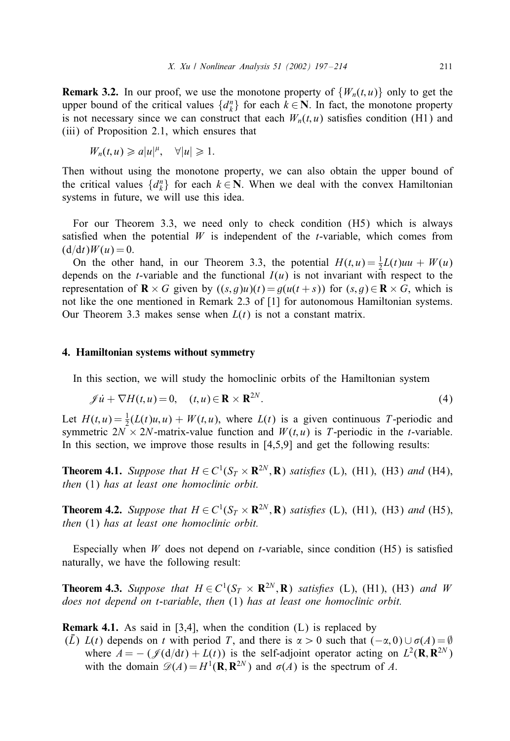**Remark 3.2.** In our proof, we use the monotone property of $\{W_n(t,u)\}$ only to get the upper bound of the critical values $\{d_k^n\}$ for each $k \in \mathbf{N}$. In fact, the monotone property is not necessary since we can construct that each $W_n(t,u)$ satisfies condition (H1) and (iii) of Proposition 2.1, which ensures that

$$W_n(t,u) \geqslant a|u|^{\mu}, \quad \forall |u| \geqslant 1.$$

Then without using the monotone property, we can also obtain the upper bound of the critical values $\{d_k^n\}$ for each $k \in \mathbf{N}$. When we deal with the convex Hamiltonian systems in future, we will use this idea.

For our Theorem 3.3, we need only to check condition (H5) which is always satisfied when the potential $W$ is independent of the $t$-variable, which comes from $(\mathrm{d}/\mathrm{d}t)W(u) = 0$.

On the other hand, in our Theorem 3.3, the potential $H(t,u) = \frac{1}{2}L(t)uu + W(u)$ depends on the $t$-variable and the functional $I(u)$ is not invariant with respect to the representation of $\mathbf{R} \times G$ given by $((s,g)u)(t) = g(u(t+s))$ for $(s,g) \in \mathbf{R} \times G$, which is not like the one mentioned in Remark 2.3 of [1] for autonomous Hamiltonian systems. Our Theorem 3.3 makes sense when $L(t)$ is not a constant matrix.

## 4. Hamiltonian systems without symmetry

In this section, we will study the homoclinic orbits of the Hamiltonian system

$$\mathscr{J}\dot{u} + \nabla H(t,u) = 0, \quad (t,u) \in \mathbf{R} \times \mathbf{R}^{2N}. \tag{4}$$

Let $H(t,u) = \frac{1}{2}(L(t)u,u) + W(t,u)$, where $L(t)$ is a given continuous $T$-periodic and symmetric $2N \times 2N$-matrix-value function and $W(t,u)$ is $T$-periodic in the $t$-variable. In this section, we improve those results in [4,5,9] and get the following results:

**Theorem 4.1.** *Suppose that $H \in C^1(S_T \times \mathbf{R}^{2N}, \mathbf{R})$ satisfies* (L), (H1), (H3) *and* (H4), *then* (1) *has at least one homoclinic orbit.*

**Theorem 4.2.** *Suppose that $H \in C^1(S_T \times \mathbf{R}^{2N}, \mathbf{R})$ satisfies* (L), (H1), (H3) *and* (H5), *then* (1) *has at least one homoclinic orbit.*

Especially when $W$ does not depend on $t$-variable, since condition (H5) is satisfied naturally, we have the following result:

**Theorem 4.3.** *Suppose that $H \in C^1(S_T \times \mathbf{R}^{2N}, \mathbf{R})$ satisfies* (L), (H1), (H3) *and $W$ does not depend on $t$-variable, then* (1) *has at least one homoclinic orbit.*

**Remark 4.1.** As said in [3,4], when the condition (L) is replaced by

($\bar{L}$) $L(t)$ depends on $t$ with period $T$, and there is $\alpha > 0$ such that $(-\alpha, 0) \cup \sigma(A) = \emptyset$ where $A = -(\mathscr{J}(\mathrm{d}/\mathrm{d}t) + L(t))$ is the self-adjoint operator acting on $L^2(\mathbf{R}, \mathbf{R}^{2N})$ with the domain $\mathscr{D}(A) = H^1(\mathbf{R}, \mathbf{R}^{2N})$ and $\sigma(A)$ is the spectrum of $A$.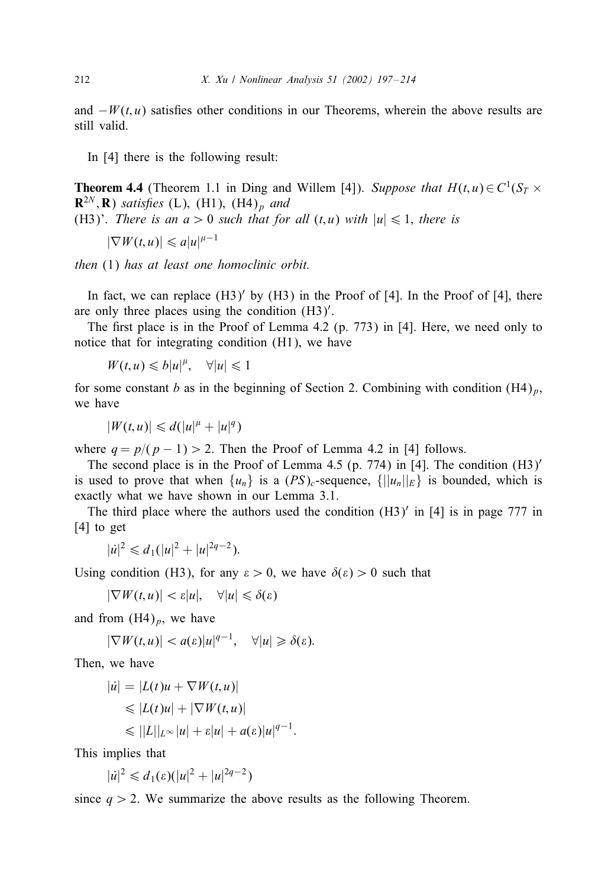and $-W(t,u)$ satisfies other conditions in our Theorems, wherein the above results are still valid.

In [4] there is the following result:

**Theorem 4.4** (Theorem 1.1 in Ding and Willem [4]). *Suppose that* $H(t,u) \in C^1(S_T \times \mathbf{R}^{2N}, \mathbf{R})$ *satisfies* (L), (H1), $(\mathrm{H4})_p$ *and*

(H3)'. *There is an* $a > 0$ *such that for all* $(t,u)$ *with* $|u| \leqslant 1$, *there is*

$$|\nabla W(t,u)| \leqslant a|u|^{\mu-1}$$

*then* (1) *has at least one homoclinic orbit.*

In fact, we can replace $(\mathrm{H3})'$ by (H3) in the Proof of [4]. In the Proof of [4], there are only three places using the condition $(\mathrm{H3})'$.

The first place is in the Proof of Lemma 4.2 (p. 773) in [4]. Here, we need only to notice that for integrating condition (H1), we have

$$W(t,u) \leqslant b|u|^{\mu}, \quad \forall |u| \leqslant 1$$

for some constant $b$ as in the beginning of Section 2. Combining with condition $(\mathrm{H4})_p$, we have

$$|W(t,u)| \leqslant d(|u|^{\mu} + |u|^{q})$$

where $q = p/(p-1) > 2$. Then the Proof of Lemma 4.2 in [4] follows.

The second place is in the Proof of Lemma 4.5 (p. 774) in [4]. The condition $(\mathrm{H3})'$ is used to prove that when $\{u_n\}$ is a $(PS)_c$-sequence, $\{\|u_n\|_E\}$ is bounded, which is exactly what we have shown in our Lemma 3.1.

The third place where the authors used the condition $(\mathrm{H3})'$ in [4] is in page 777 in [4] to get

$$|\dot{u}|^2 \leqslant d_1(|u|^2 + |u|^{2q-2}).$$

Using condition (H3), for any $\varepsilon > 0$, we have $\delta(\varepsilon) > 0$ such that

$$|\nabla W(t,u)| < \varepsilon|u|, \quad \forall |u| \leqslant \delta(\varepsilon)$$

and from $(\mathrm{H4})_p$, we have

$$|\nabla W(t,u)| < a(\varepsilon)|u|^{q-1}, \quad \forall |u| \geqslant \delta(\varepsilon).$$

Then, we have

$$\begin{aligned}
|\dot{u}| &= |L(t)u + \nabla W(t,u)| \\
&\leqslant |L(t)u| + |\nabla W(t,u)| \\
&\leqslant \|L\|_{L^\infty}|u| + \varepsilon|u| + a(\varepsilon)|u|^{q-1}.
\end{aligned}$$

This implies that

$$|\dot{u}|^2 \leqslant d_1(\varepsilon)(|u|^2 + |u|^{2q-2})$$

since $q > 2$. We summarize the above results as the following Theorem.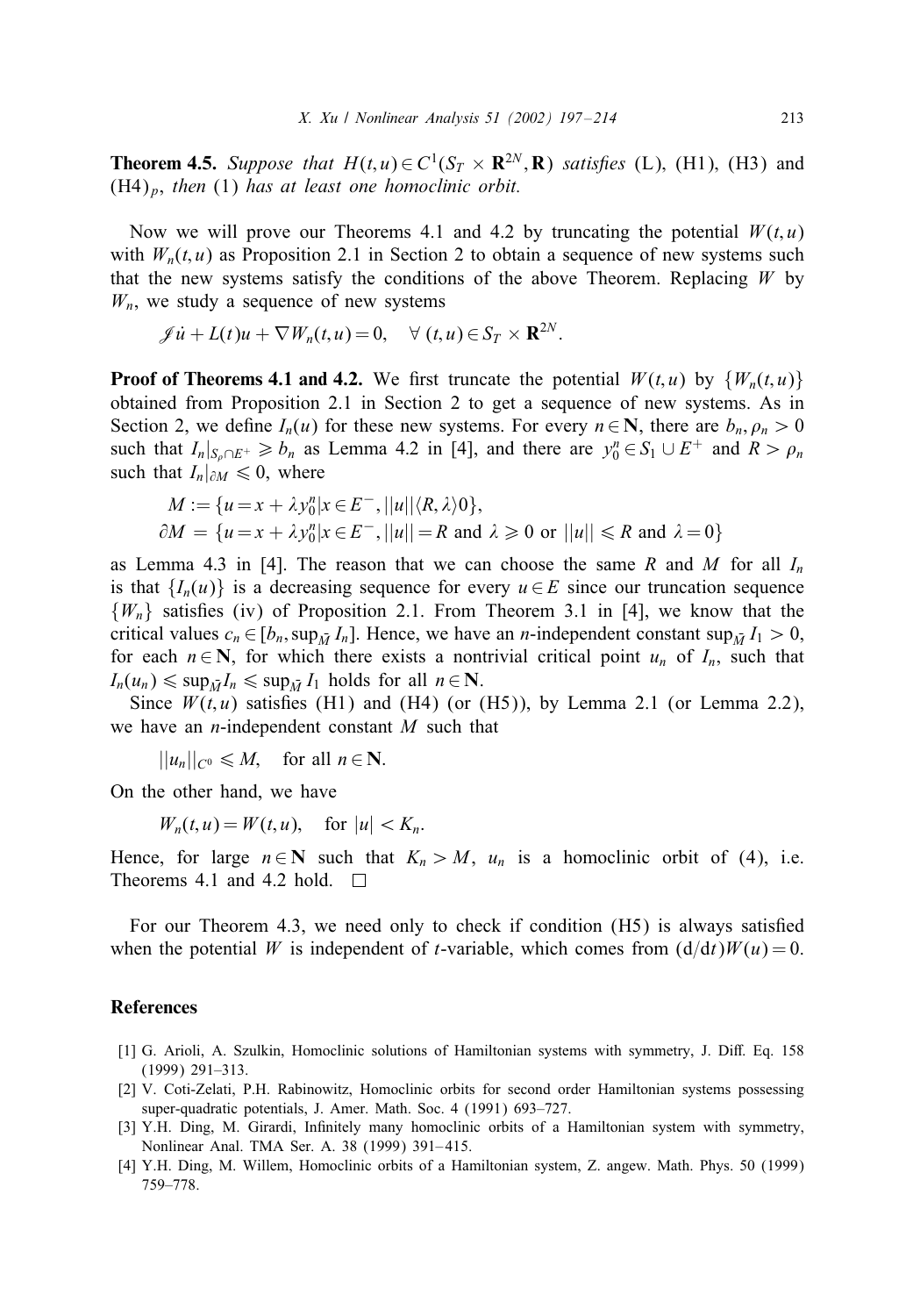**Theorem 4.5.** *Suppose that $H(t,u)\in C^1(S_T\times \mathbf{R}^{2N},\mathbf{R})$ satisfies* (L), (H1), (H3) *and* $(\mathrm{H4})_p$, *then* (1) *has at least one homoclinic orbit.*

Now we will prove our Theorems 4.1 and 4.2 by truncating the potential $W(t,u)$ with $W_n(t,u)$ as Proposition 2.1 in Section 2 to obtain a sequence of new systems such that the new systems satisfy the conditions of the above Theorem. Replacing $W$ by $W_n$, we study a sequence of new systems

$$\mathscr{J}\dot{u}+L(t)u+\nabla W_n(t,u)=0,\quad \forall\ (t,u)\in S_T\times \mathbf{R}^{2N}.$$

**Proof of Theorems 4.1 and 4.2.** We first truncate the potential $W(t,u)$ by $\{W_n(t,u)\}$ obtained from Proposition 2.1 in Section 2 to get a sequence of new systems. As in Section 2, we define $I_n(u)$ for these new systems. For every $n\in\mathbf{N}$, there are $b_n,\rho_n>0$ such that $I_n|_{S_\rho\cap E^+}\geqslant b_n$ as Lemma 4.2 in [4], and there are $y_0^n\in S_1\cup E^+$ and $R>\rho_n$ such that $I_n|_{\partial M}\leqslant 0$, where

$$M:=\{u=x+\lambda y_0^n|x\in E^-,||u||\langle R,\lambda\rangle 0\},$$
$$\partial M=\{u=x+\lambda y_0^n|x\in E^-,||u||=R\text{ and }\lambda\geqslant 0\text{ or }||u||\leqslant R\text{ and }\lambda=0\}$$

as Lemma 4.3 in [4]. The reason that we can choose the same $R$ and $M$ for all $I_n$ is that $\{I_n(u)\}$ is a decreasing sequence for every $u\in E$ since our truncation sequence $\{W_n\}$ satisfies (iv) of Proposition 2.1. From Theorem 3.1 in [4], we know that the critical values $c_n\in[b_n,\sup_{\bar{M}}I_n]$. Hence, we have an $n$-independent constant $\sup_{\bar{M}}I_1>0$, for each $n\in\mathbf{N}$, for which there exists a nontrivial critical point $u_n$ of $I_n$, such that $I_n(u_n)\leqslant\sup_{\bar{M}}I_n\leqslant\sup_{\bar{M}}I_1$ holds for all $n\in\mathbf{N}$.

Since $W(t,u)$ satisfies (H1) and (H4) (or (H5)), by Lemma 2.1 (or Lemma 2.2), we have an $n$-independent constant $M$ such that

$$||u_n||_{C^0}\leqslant M,\quad \text{for all } n\in\mathbf{N}.$$

On the other hand, we have

$$W_n(t,u)=W(t,u),\quad \text{for } |u|<K_n.$$

Hence, for large $n\in\mathbf{N}$ such that $K_n>M$, $u_n$ is a homoclinic orbit of (4), i.e. Theorems 4.1 and 4.2 hold. $\square$

For our Theorem 4.3, we need only to check if condition (H5) is always satisfied when the potential $W$ is independent of $t$-variable, which comes from $(\mathrm{d}/\mathrm{d}t)W(u)=0$.

## References

[1] G. Arioli, A. Szulkin, Homoclinic solutions of Hamiltonian systems with symmetry, J. Diff. Eq. 158 (1999) 291–313.

[2] V. Coti-Zelati, P.H. Rabinowitz, Homoclinic orbits for second order Hamiltonian systems possessing super-quadratic potentials, J. Amer. Math. Soc. 4 (1991) 693–727.

[3] Y.H. Ding, M. Girardi, Infinitely many homoclinic orbits of a Hamiltonian system with symmetry, Nonlinear Anal. TMA Ser. A. 38 (1999) 391–415.

[4] Y.H. Ding, M. Willem, Homoclinic orbits of a Hamiltonian system, Z. angew. Math. Phys. 50 (1999) 759–778.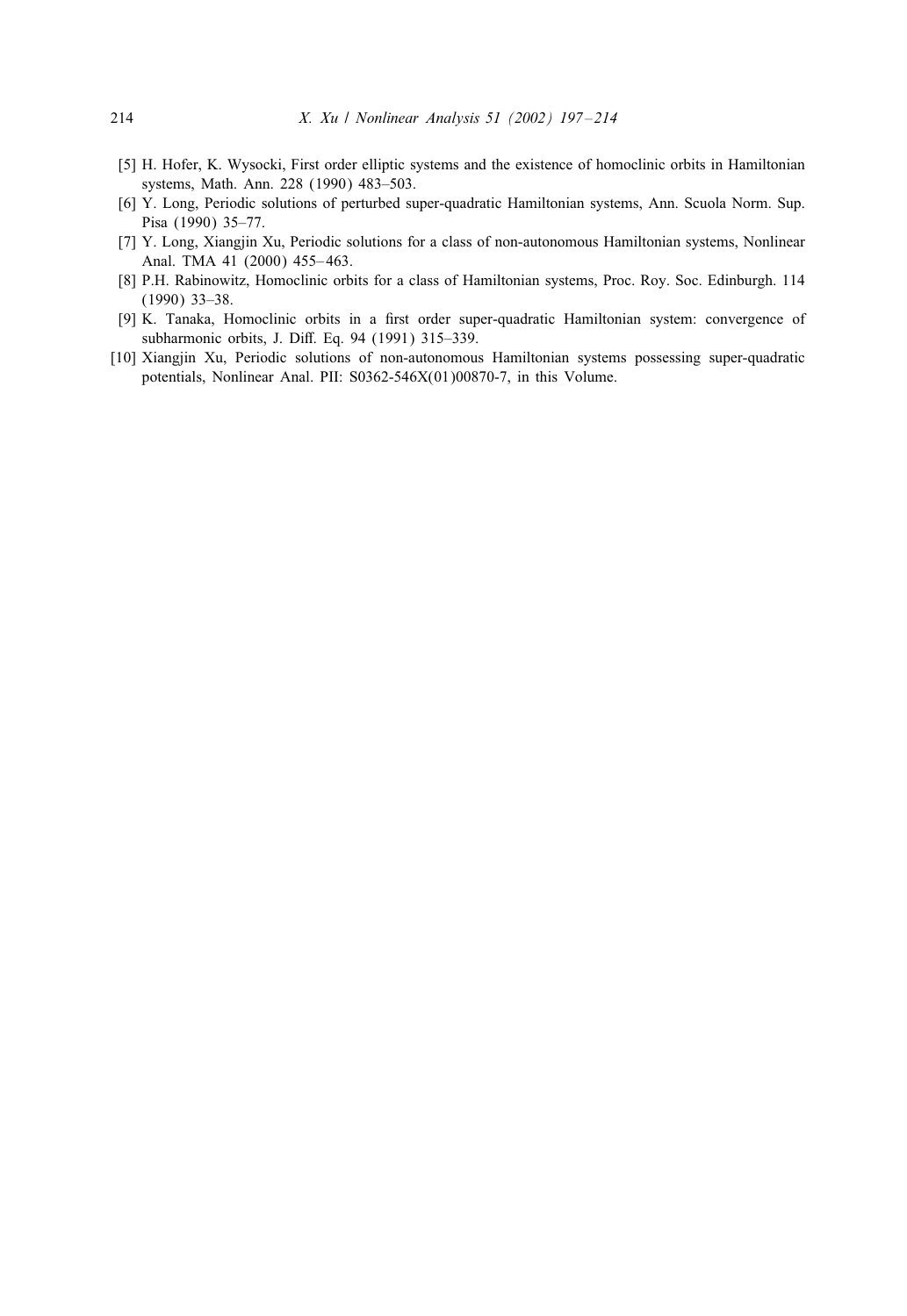[5] H. Hofer, K. Wysocki, First order elliptic systems and the existence of homoclinic orbits in Hamiltonian systems, Math. Ann. 228 (1990) 483–503.

[6] Y. Long, Periodic solutions of perturbed super-quadratic Hamiltonian systems, Ann. Scuola Norm. Sup. Pisa (1990) 35–77.

[7] Y. Long, Xiangjin Xu, Periodic solutions for a class of non-autonomous Hamiltonian systems, Nonlinear Anal. TMA 41 (2000) 455–463.

[8] P.H. Rabinowitz, Homoclinic orbits for a class of Hamiltonian systems, Proc. Roy. Soc. Edinburgh. 114 (1990) 33–38.

[9] K. Tanaka, Homoclinic orbits in a first order super-quadratic Hamiltonian system: convergence of subharmonic orbits, J. Diff. Eq. 94 (1991) 315–339.

[10] Xiangjin Xu, Periodic solutions of non-autonomous Hamiltonian systems possessing super-quadratic potentials, Nonlinear Anal. PII: S0362-546X(01)00870-7, in this Volume.